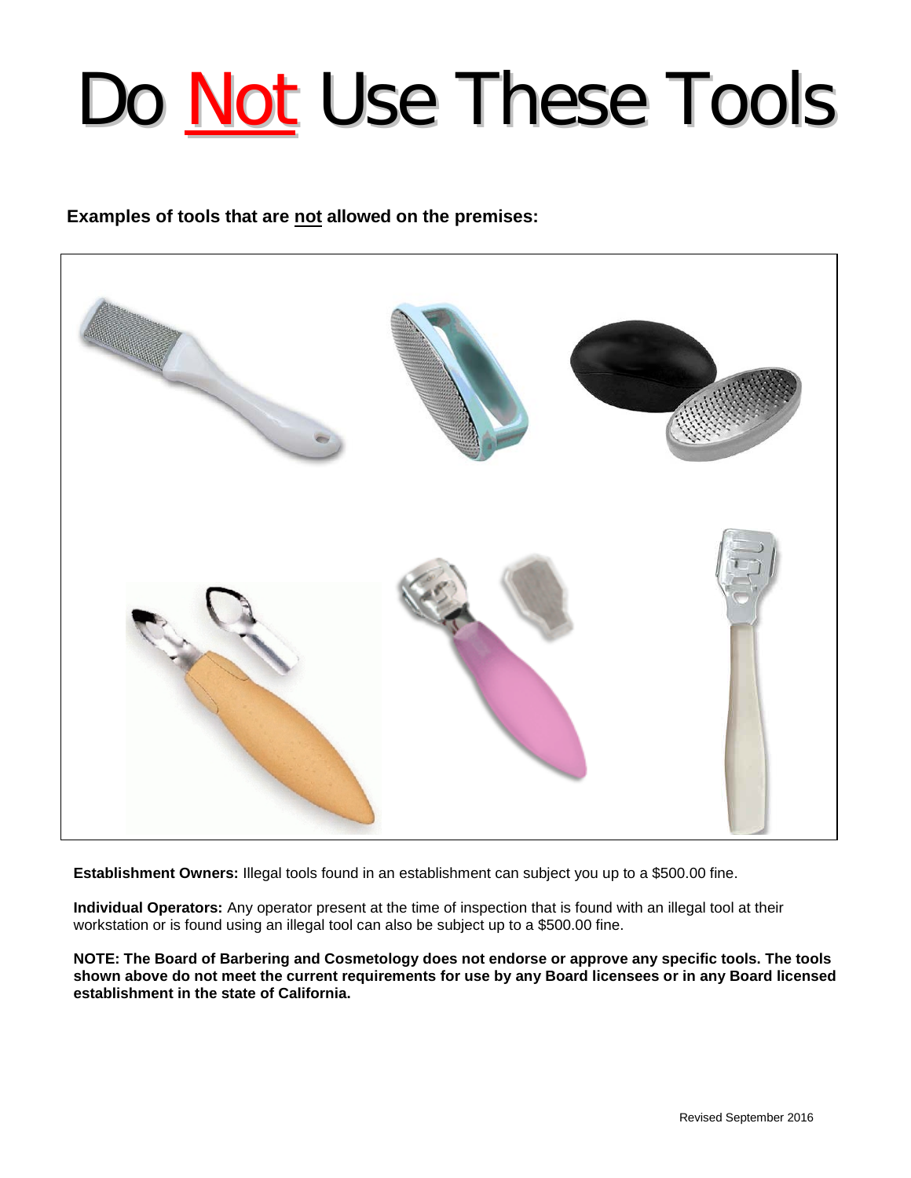# Do Not Use These Tools

**Examples of tools that are not allowed on the premises:**

**Establishment Owners:** Illegal tools found in an establishment can subject you up to a $500.00 fine.

**Individual Operators:** Any operator present at the time of inspection that is found with an illegal tool at their workstation or is found using an illegal tool can also be subject up to a $500.00 fine.

**NOTE: The Board of Barbering and Cosmetology does not endorse or approve any specific tools. The tools shown above do not meet the current requirements for use by any Board licensees or in any Board licensed establishment in the state of California.**

Revised September 2016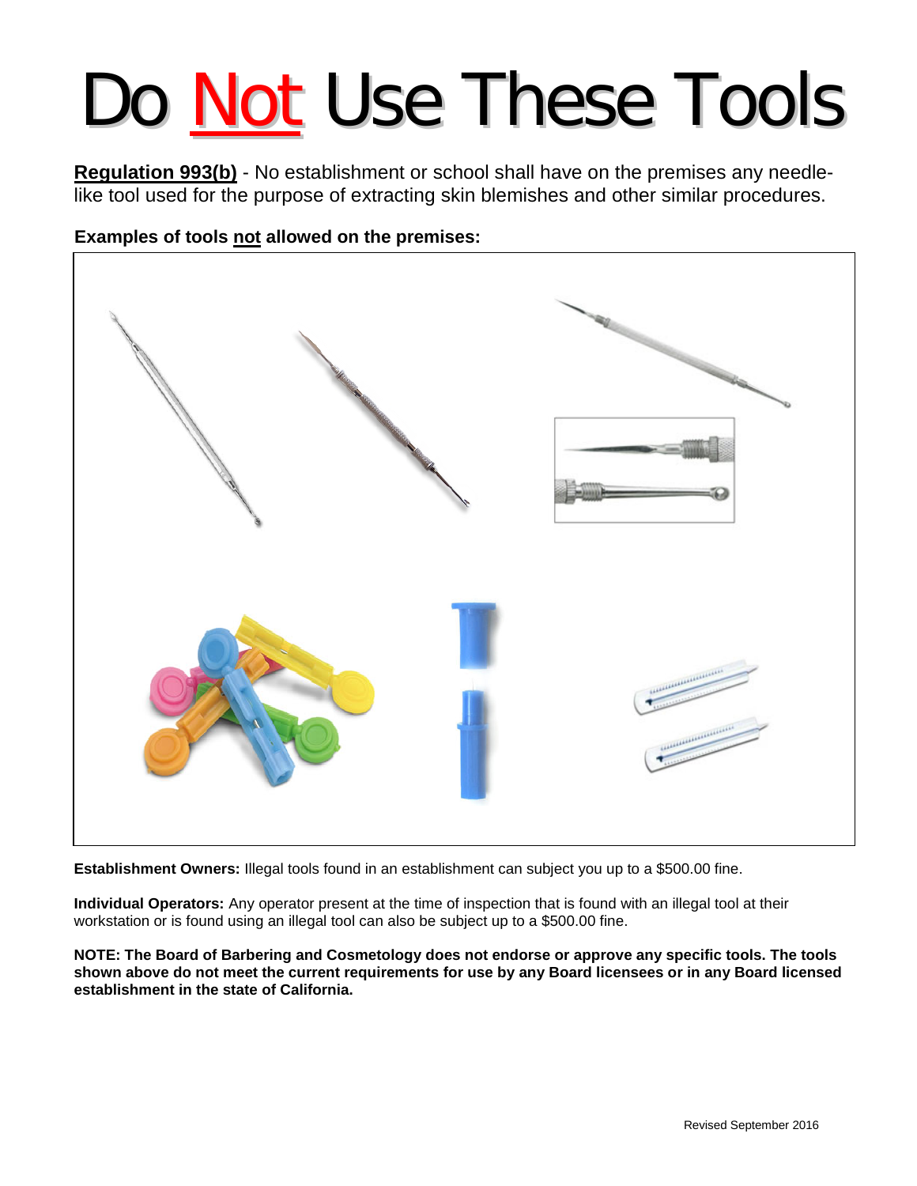# Do Not Use These Tools

**Regulation 993(b)** - No establishment or school shall have on the premises any needle-like tool used for the purpose of extracting skin blemishes and other similar procedures.

**Examples of tools not allowed on the premises:**

**Establishment Owners:** Illegal tools found in an establishment can subject you up to a $500.00 fine.

**Individual Operators:** Any operator present at the time of inspection that is found with an illegal tool at their workstation or is found using an illegal tool can also be subject up to a $500.00 fine.

**NOTE: The Board of Barbering and Cosmetology does not endorse or approve any specific tools. The tools shown above do not meet the current requirements for use by any Board licensees or in any Board licensed establishment in the state of California.**

Revised September 2016